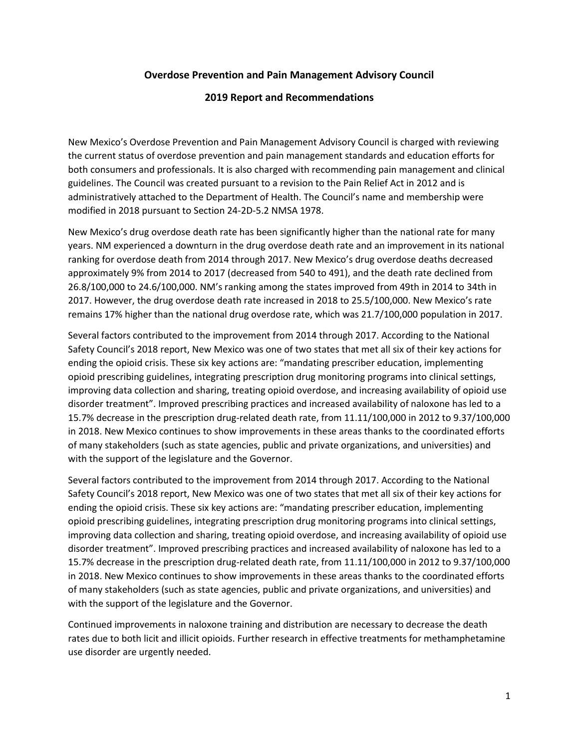# Overdose Prevention and Pain Management Advisory Council

## 2019 Report and Recommendations

New Mexico's Overdose Prevention and Pain Management Advisory Council is charged with reviewing the current status of overdose prevention and pain management standards and education efforts for both consumers and professionals. It is also charged with recommending pain management and clinical guidelines. The Council was created pursuant to a revision to the Pain Relief Act in 2012 and is administratively attached to the Department of Health. The Council's name and membership were modified in 2018 pursuant to Section 24-2D-5.2 NMSA 1978.

New Mexico's drug overdose death rate has been significantly higher than the national rate for many years. NM experienced a downturn in the drug overdose death rate and an improvement in its national ranking for overdose death from 2014 through 2017. New Mexico's drug overdose deaths decreased approximately 9% from 2014 to 2017 (decreased from 540 to 491), and the death rate declined from 26.8/100,000 to 24.6/100,000. NM's ranking among the states improved from 49th in 2014 to 34th in 2017. However, the drug overdose death rate increased in 2018 to 25.5/100,000. New Mexico's rate remains 17% higher than the national drug overdose rate, which was 21.7/100,000 population in 2017.

Several factors contributed to the improvement from 2014 through 2017. According to the National Safety Council's 2018 report, New Mexico was one of two states that met all six of their key actions for ending the opioid crisis. These six key actions are: "mandating prescriber education, implementing opioid prescribing guidelines, integrating prescription drug monitoring programs into clinical settings, improving data collection and sharing, treating opioid overdose, and increasing availability of opioid use disorder treatment". Improved prescribing practices and increased availability of naloxone has led to a 15.7% decrease in the prescription drug-related death rate, from 11.11/100,000 in 2012 to 9.37/100,000 in 2018. New Mexico continues to show improvements in these areas thanks to the coordinated efforts of many stakeholders (such as state agencies, public and private organizations, and universities) and with the support of the legislature and the Governor.

Several factors contributed to the improvement from 2014 through 2017. According to the National Safety Council's 2018 report, New Mexico was one of two states that met all six of their key actions for ending the opioid crisis. These six key actions are: "mandating prescriber education, implementing opioid prescribing guidelines, integrating prescription drug monitoring programs into clinical settings, improving data collection and sharing, treating opioid overdose, and increasing availability of opioid use disorder treatment". Improved prescribing practices and increased availability of naloxone has led to a 15.7% decrease in the prescription drug-related death rate, from 11.11/100,000 in 2012 to 9.37/100,000 in 2018. New Mexico continues to show improvements in these areas thanks to the coordinated efforts of many stakeholders (such as state agencies, public and private organizations, and universities) and with the support of the legislature and the Governor.

Continued improvements in naloxone training and distribution are necessary to decrease the death rates due to both licit and illicit opioids. Further research in effective treatments for methamphetamine use disorder are urgently needed.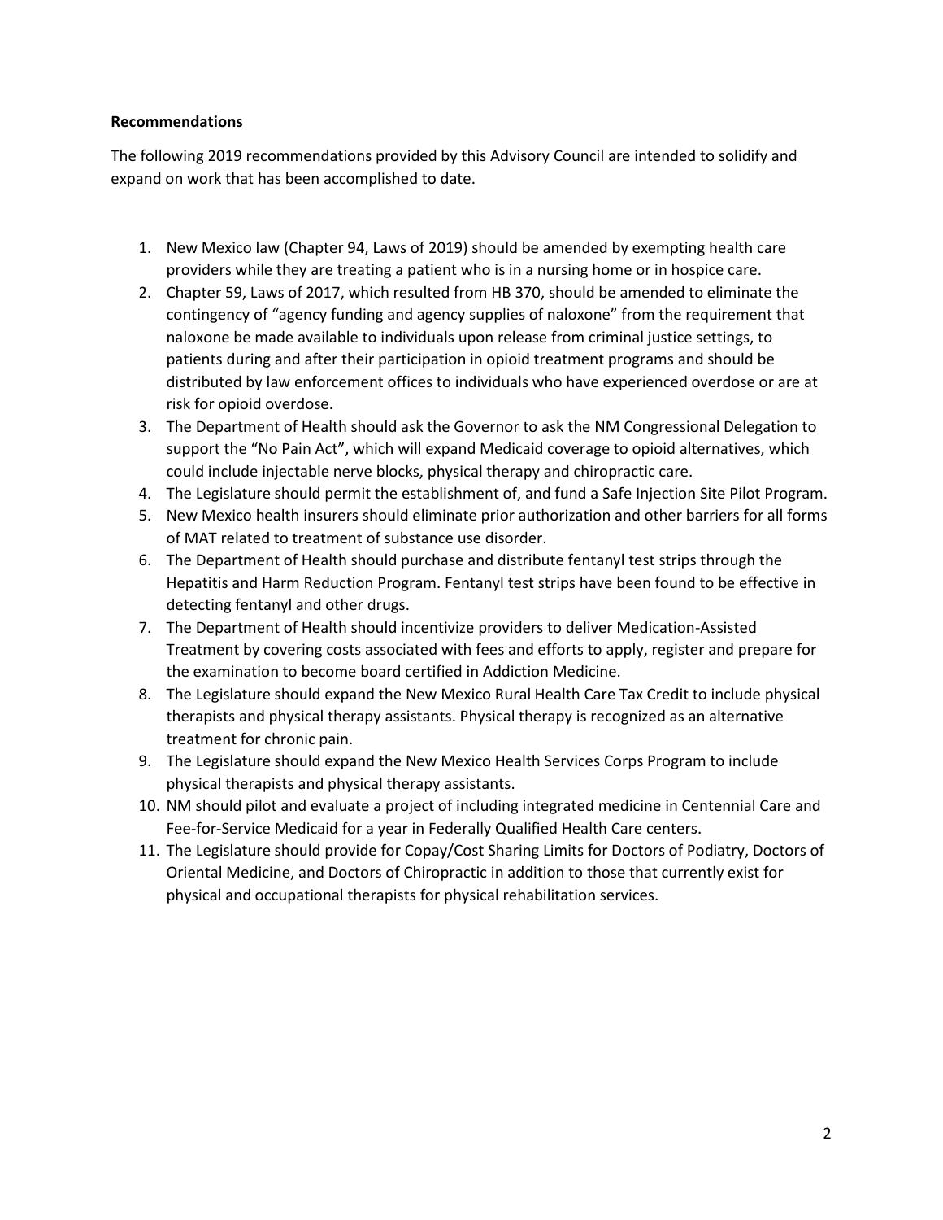**Recommendations**

The following 2019 recommendations provided by this Advisory Council are intended to solidify and expand on work that has been accomplished to date.

1. New Mexico law (Chapter 94, Laws of 2019) should be amended by exempting health care providers while they are treating a patient who is in a nursing home or in hospice care.
2. Chapter 59, Laws of 2017, which resulted from HB 370, should be amended to eliminate the contingency of "agency funding and agency supplies of naloxone" from the requirement that naloxone be made available to individuals upon release from criminal justice settings, to patients during and after their participation in opioid treatment programs and should be distributed by law enforcement offices to individuals who have experienced overdose or are at risk for opioid overdose.
3. The Department of Health should ask the Governor to ask the NM Congressional Delegation to support the "No Pain Act", which will expand Medicaid coverage to opioid alternatives, which could include injectable nerve blocks, physical therapy and chiropractic care.
4. The Legislature should permit the establishment of, and fund a Safe Injection Site Pilot Program.
5. New Mexico health insurers should eliminate prior authorization and other barriers for all forms of MAT related to treatment of substance use disorder.
6. The Department of Health should purchase and distribute fentanyl test strips through the Hepatitis and Harm Reduction Program. Fentanyl test strips have been found to be effective in detecting fentanyl and other drugs.
7. The Department of Health should incentivize providers to deliver Medication-Assisted Treatment by covering costs associated with fees and efforts to apply, register and prepare for the examination to become board certified in Addiction Medicine.
8. The Legislature should expand the New Mexico Rural Health Care Tax Credit to include physical therapists and physical therapy assistants. Physical therapy is recognized as an alternative treatment for chronic pain.
9. The Legislature should expand the New Mexico Health Services Corps Program to include physical therapists and physical therapy assistants.
10. NM should pilot and evaluate a project of including integrated medicine in Centennial Care and Fee-for-Service Medicaid for a year in Federally Qualified Health Care centers.
11. The Legislature should provide for Copay/Cost Sharing Limits for Doctors of Podiatry, Doctors of Oriental Medicine, and Doctors of Chiropractic in addition to those that currently exist for physical and occupational therapists for physical rehabilitation services.